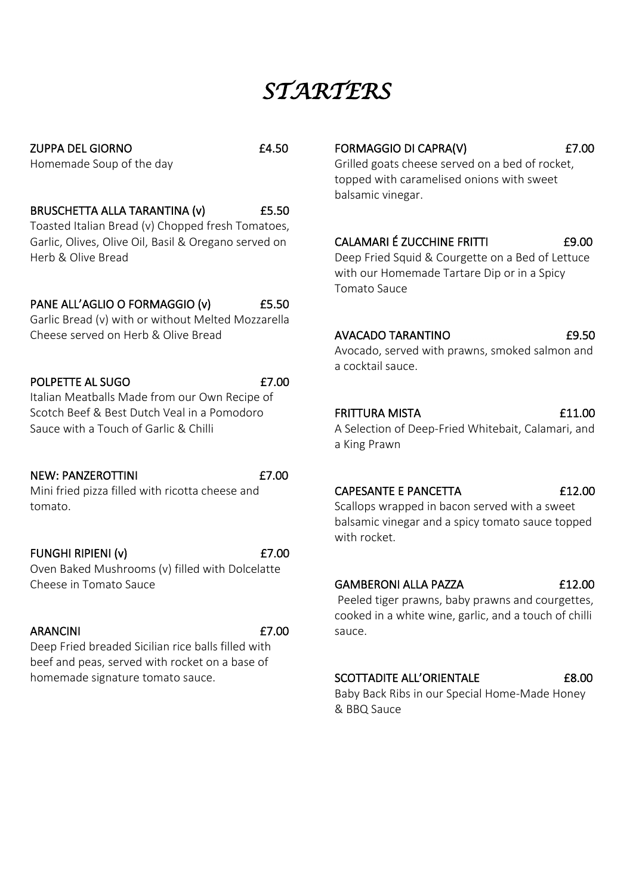# *STARTERS*

**ZUPPA DEL GIORNO** £4.50
Homemade Soup of the day

**BRUSCHETTA ALLA TARANTINA (v)** £5.50
Toasted Italian Bread (v) Chopped fresh Tomatoes, Garlic, Olives, Olive Oil, Basil & Oregano served on Herb & Olive Bread

**PANE ALL'AGLIO O FORMAGGIO (v)** £5.50
Garlic Bread (v) with or without Melted Mozzarella Cheese served on Herb & Olive Bread

**POLPETTE AL SUGO** £7.00
Italian Meatballs Made from our Own Recipe of Scotch Beef & Best Dutch Veal in a Pomodoro Sauce with a Touch of Garlic & Chilli

**NEW: PANZEROTTINI** £7.00
Mini fried pizza filled with ricotta cheese and tomato.

**FUNGHI RIPIENI (v)** £7.00
Oven Baked Mushrooms (v) filled with Dolcelatte Cheese in Tomato Sauce

**ARANCINI** £7.00
Deep Fried breaded Sicilian rice balls filled with beef and peas, served with rocket on a base of homemade signature tomato sauce.

**FORMAGGIO DI CAPRA(V)** £7.00
Grilled goats cheese served on a bed of rocket, topped with caramelised onions with sweet balsamic vinegar.

**CALAMARI É ZUCCHINE FRITTI** £9.00
Deep Fried Squid & Courgette on a Bed of Lettuce with our Homemade Tartare Dip or in a Spicy Tomato Sauce

**AVACADO TARANTINO** £9.50
Avocado, served with prawns, smoked salmon and a cocktail sauce.

**FRITTURA MISTA** £11.00
A Selection of Deep-Fried Whitebait, Calamari, and a King Prawn

**CAPESANTE E PANCETTA** £12.00
Scallops wrapped in bacon served with a sweet balsamic vinegar and a spicy tomato sauce topped with rocket.

**GAMBERONI ALLA PAZZA** £12.00
Peeled tiger prawns, baby prawns and courgettes, cooked in a white wine, garlic, and a touch of chilli sauce.

**SCOTTADITE ALL'ORIENTALE** £8.00
Baby Back Ribs in our Special Home-Made Honey & BBQ Sauce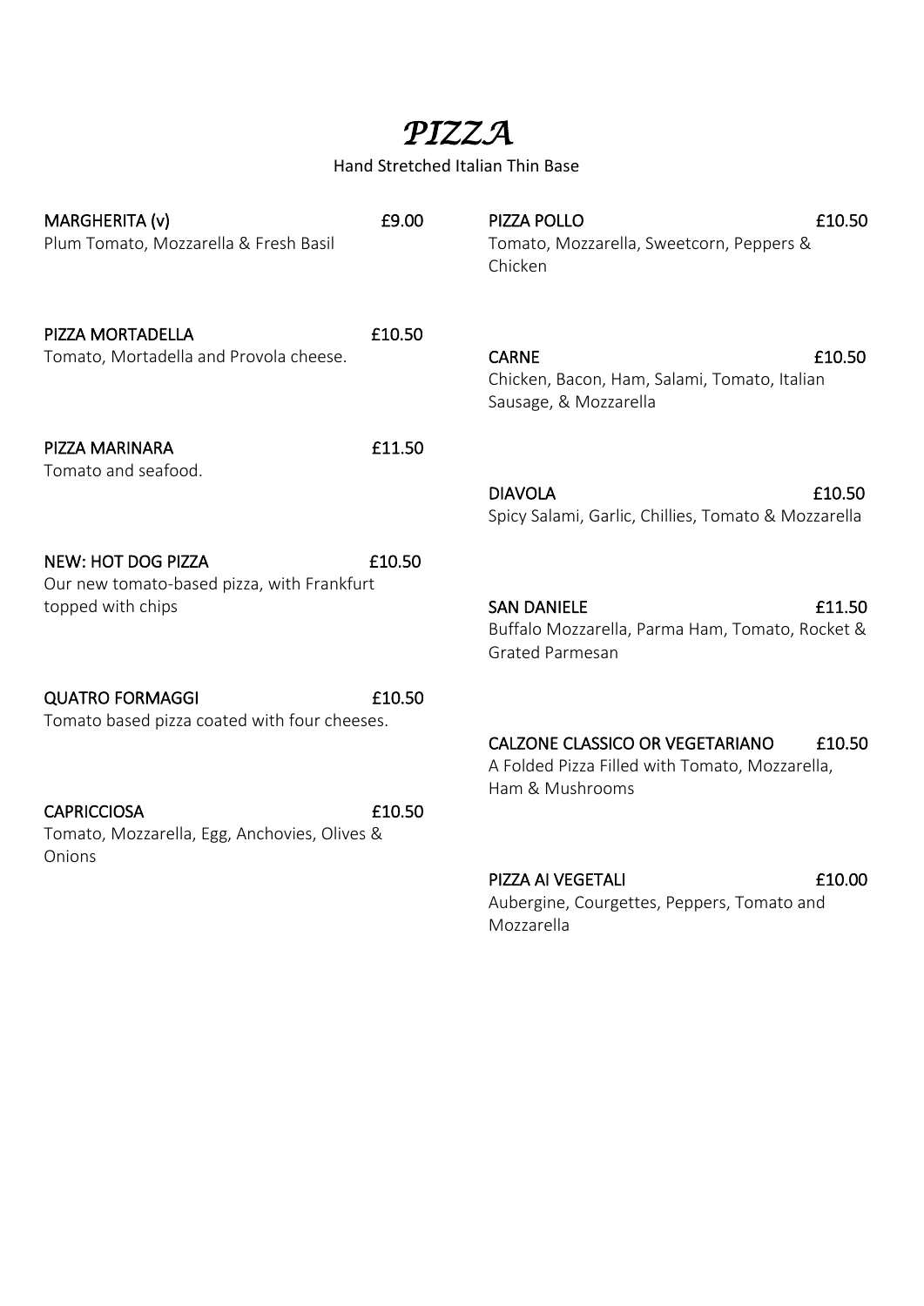# *PIZZA*

Hand Stretched Italian Thin Base

**MARGHERITA (v)** £9.00
Plum Tomato, Mozzarella & Fresh Basil

**PIZZA MORTADELLA** £10.50
Tomato, Mortadella and Provola cheese.

**PIZZA MARINARA** £11.50
Tomato and seafood.

**NEW: HOT DOG PIZZA** £10.50
Our new tomato-based pizza, with Frankfurt topped with chips

**QUATRO FORMAGGI** £10.50
Tomato based pizza coated with four cheeses.

**CAPRICCIOSA** £10.50
Tomato, Mozzarella, Egg, Anchovies, Olives & Onions

**PIZZA POLLO** £10.50
Tomato, Mozzarella, Sweetcorn, Peppers & Chicken

**CARNE** £10.50
Chicken, Bacon, Ham, Salami, Tomato, Italian Sausage, & Mozzarella

**DIAVOLA** £10.50
Spicy Salami, Garlic, Chillies, Tomato & Mozzarella

**SAN DANIELE** £11.50
Buffalo Mozzarella, Parma Ham, Tomato, Rocket & Grated Parmesan

**CALZONE CLASSICO OR VEGETARIANO** £10.50
A Folded Pizza Filled with Tomato, Mozzarella, Ham & Mushrooms

**PIZZA AI VEGETALI** £10.00
Aubergine, Courgettes, Peppers, Tomato and Mozzarella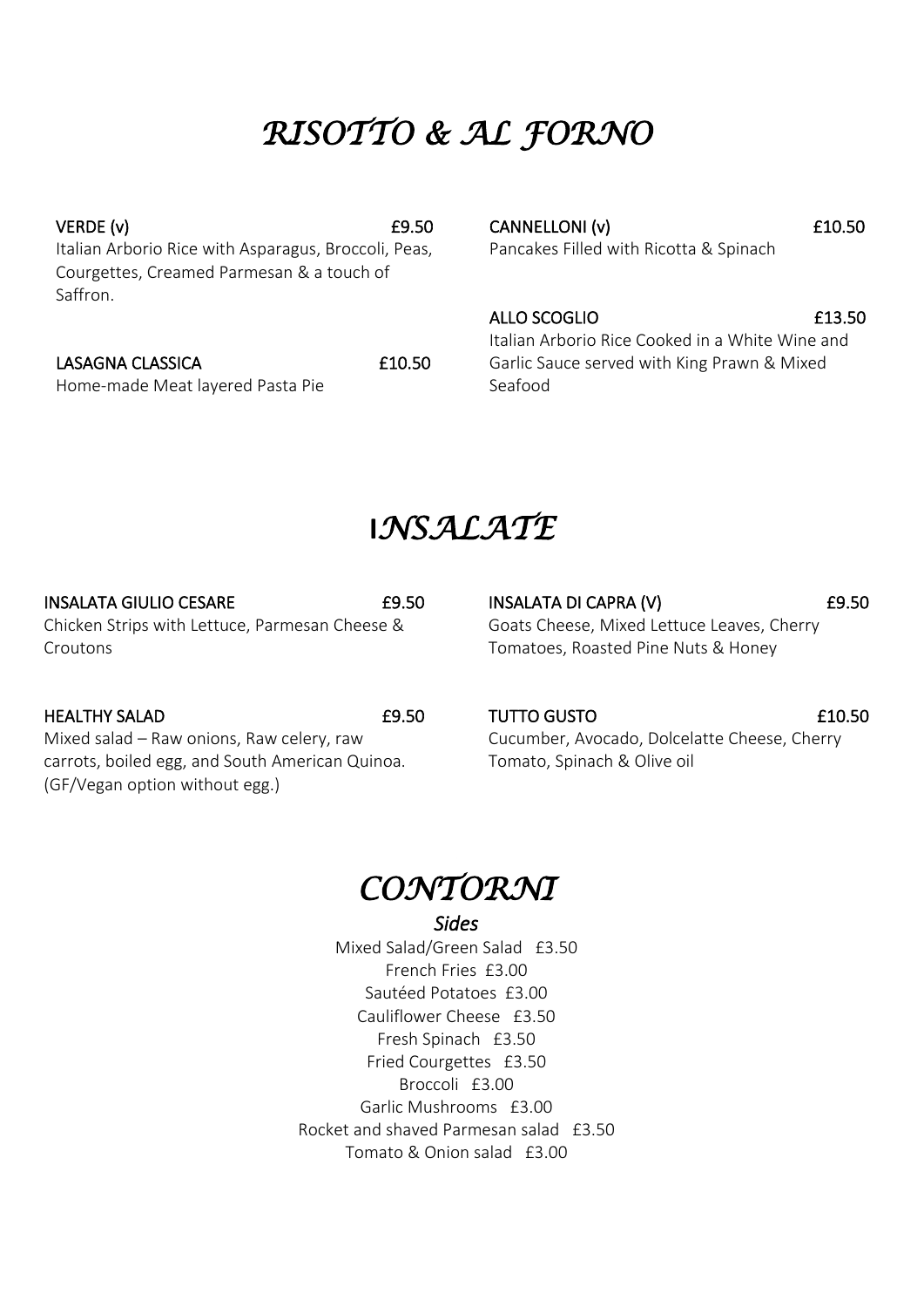# *RISOTTO & AL FORNO*

**VERDE (v)** £9.50
Italian Arborio Rice with Asparagus, Broccoli, Peas, Courgettes, Creamed Parmesan & a touch of Saffron.

**LASAGNA CLASSICA** £10.50
Home-made Meat layered Pasta Pie

**CANNELLONI (v)** £10.50
Pancakes Filled with Ricotta & Spinach

**ALLO SCOGLIO** £13.50
Italian Arborio Rice Cooked in a White Wine and Garlic Sauce served with King Prawn & Mixed Seafood

# *INSALATE*

**INSALATA GIULIO CESARE** £9.50
Chicken Strips with Lettuce, Parmesan Cheese & Croutons

**HEALTHY SALAD** £9.50
Mixed salad – Raw onions, Raw celery, raw carrots, boiled egg, and South American Quinoa. (GF/Vegan option without egg.)

**INSALATA DI CAPRA (V)** £9.50
Goats Cheese, Mixed Lettuce Leaves, Cherry Tomatoes, Roasted Pine Nuts & Honey

**TUTTO GUSTO** £10.50
Cucumber, Avocado, Dolcelatte Cheese, Cherry Tomato, Spinach & Olive oil

# *CONTORNI*

***Sides***

Mixed Salad/Green Salad £3.50
French Fries £3.00
Sautéed Potatoes £3.00
Cauliflower Cheese £3.50
Fresh Spinach £3.50
Fried Courgettes £3.50
Broccoli £3.00
Garlic Mushrooms £3.00
Rocket and shaved Parmesan salad £3.50
Tomato & Onion salad £3.00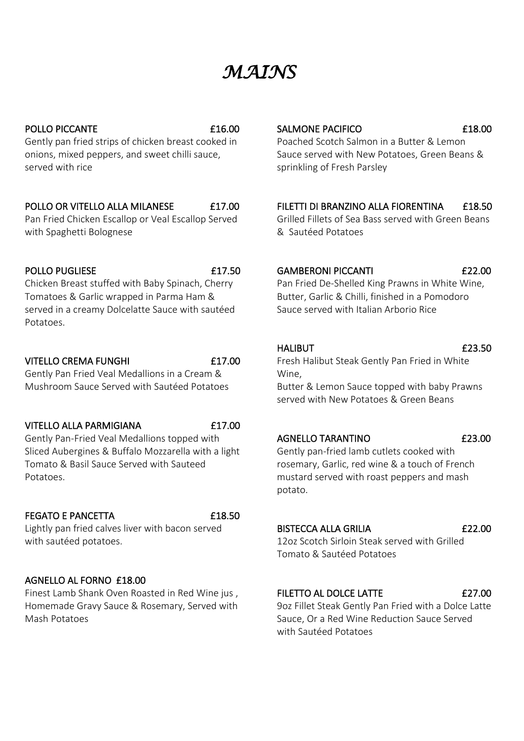# *MAINS*

**POLLO PICCANTE** **£16.00**
Gently pan fried strips of chicken breast cooked in onions, mixed peppers, and sweet chilli sauce, served with rice

**POLLO OR VITELLO ALLA MILANESE** **£17.00**
Pan Fried Chicken Escallop or Veal Escallop Served with Spaghetti Bolognese

**POLLO PUGLIESE** **£17.50**
Chicken Breast stuffed with Baby Spinach, Cherry Tomatoes & Garlic wrapped in Parma Ham & served in a creamy Dolcelatte Sauce with sautéed Potatoes.

**VITELLO CREMA FUNGHI** **£17.00**
Gently Pan Fried Veal Medallions in a Cream & Mushroom Sauce Served with Sautéed Potatoes

**VITELLO ALLA PARMIGIANA** **£17.00**
Gently Pan-Fried Veal Medallions topped with Sliced Aubergines & Buffalo Mozzarella with a light Tomato & Basil Sauce Served with Sauteed Potatoes.

**FEGATO E PANCETTA** **£18.50**
Lightly pan fried calves liver with bacon served with sautéed potatoes.

**AGNELLO AL FORNO £18.00**
Finest Lamb Shank Oven Roasted in Red Wine jus , Homemade Gravy Sauce & Rosemary, Served with Mash Potatoes

**SALMONE PACIFICO** **£18.00**
Poached Scotch Salmon in a Butter & Lemon Sauce served with New Potatoes, Green Beans & sprinkling of Fresh Parsley

**FILETTI DI BRANZINO ALLA FIORENTINA** **£18.50**
Grilled Fillets of Sea Bass served with Green Beans & Sautéed Potatoes

**GAMBERONI PICCANTI** **£22.00**
Pan Fried De-Shelled King Prawns in White Wine, Butter, Garlic & Chilli, finished in a Pomodoro Sauce served with Italian Arborio Rice

**HALIBUT** **£23.50**
Fresh Halibut Steak Gently Pan Fried in White Wine,
Butter & Lemon Sauce topped with baby Prawns served with New Potatoes & Green Beans

**AGNELLO TARANTINO** **£23.00**
Gently pan-fried lamb cutlets cooked with rosemary, Garlic, red wine & a touch of French mustard served with roast peppers and mash potato.

**BISTECCA ALLA GRILIA** **£22.00**
12oz Scotch Sirloin Steak served with Grilled Tomato & Sautéed Potatoes

**FILETTO AL DOLCE LATTE** **£27.00**
9oz Fillet Steak Gently Pan Fried with a Dolce Latte Sauce, Or a Red Wine Reduction Sauce Served with Sautéed Potatoes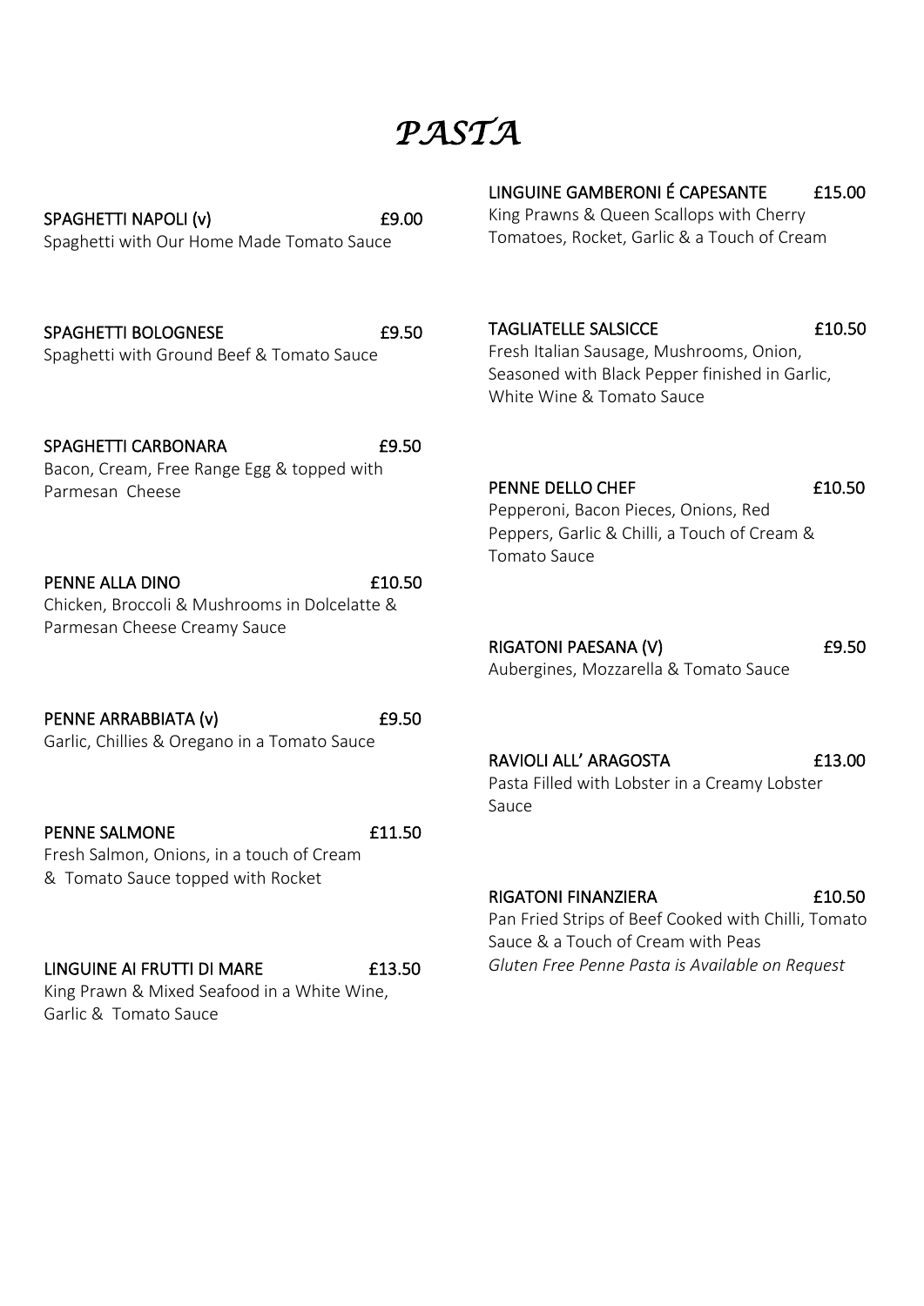# *PASTA*

**SPAGHETTI NAPOLI (v)** £9.00
Spaghetti with Our Home Made Tomato Sauce

**SPAGHETTI BOLOGNESE** £9.50
Spaghetti with Ground Beef & Tomato Sauce

**SPAGHETTI CARBONARA** £9.50
Bacon, Cream, Free Range Egg & topped with Parmesan Cheese

**PENNE ALLA DINO** £10.50
Chicken, Broccoli & Mushrooms in Dolcelatte & Parmesan Cheese Creamy Sauce

**PENNE ARRABBIATA (v)** £9.50
Garlic, Chillies & Oregano in a Tomato Sauce

**PENNE SALMONE** £11.50
Fresh Salmon, Onions, in a touch of Cream & Tomato Sauce topped with Rocket

**LINGUINE AI FRUTTI DI MARE** £13.50
King Prawn & Mixed Seafood in a White Wine, Garlic & Tomato Sauce

**LINGUINE GAMBERONI É CAPESANTE** £15.00
King Prawns & Queen Scallops with Cherry Tomatoes, Rocket, Garlic & a Touch of Cream

**TAGLIATELLE SALSICCE** £10.50
Fresh Italian Sausage, Mushrooms, Onion, Seasoned with Black Pepper finished in Garlic, White Wine & Tomato Sauce

**PENNE DELLO CHEF** £10.50
Pepperoni, Bacon Pieces, Onions, Red Peppers, Garlic & Chilli, a Touch of Cream & Tomato Sauce

**RIGATONI PAESANA (V)** £9.50
Aubergines, Mozzarella & Tomato Sauce

**RAVIOLI ALL' ARAGOSTA** £13.00
Pasta Filled with Lobster in a Creamy Lobster Sauce

**RIGATONI FINANZIERA** £10.50
Pan Fried Strips of Beef Cooked with Chilli, Tomato Sauce & a Touch of Cream with Peas

*Gluten Free Penne Pasta is Available on Request*